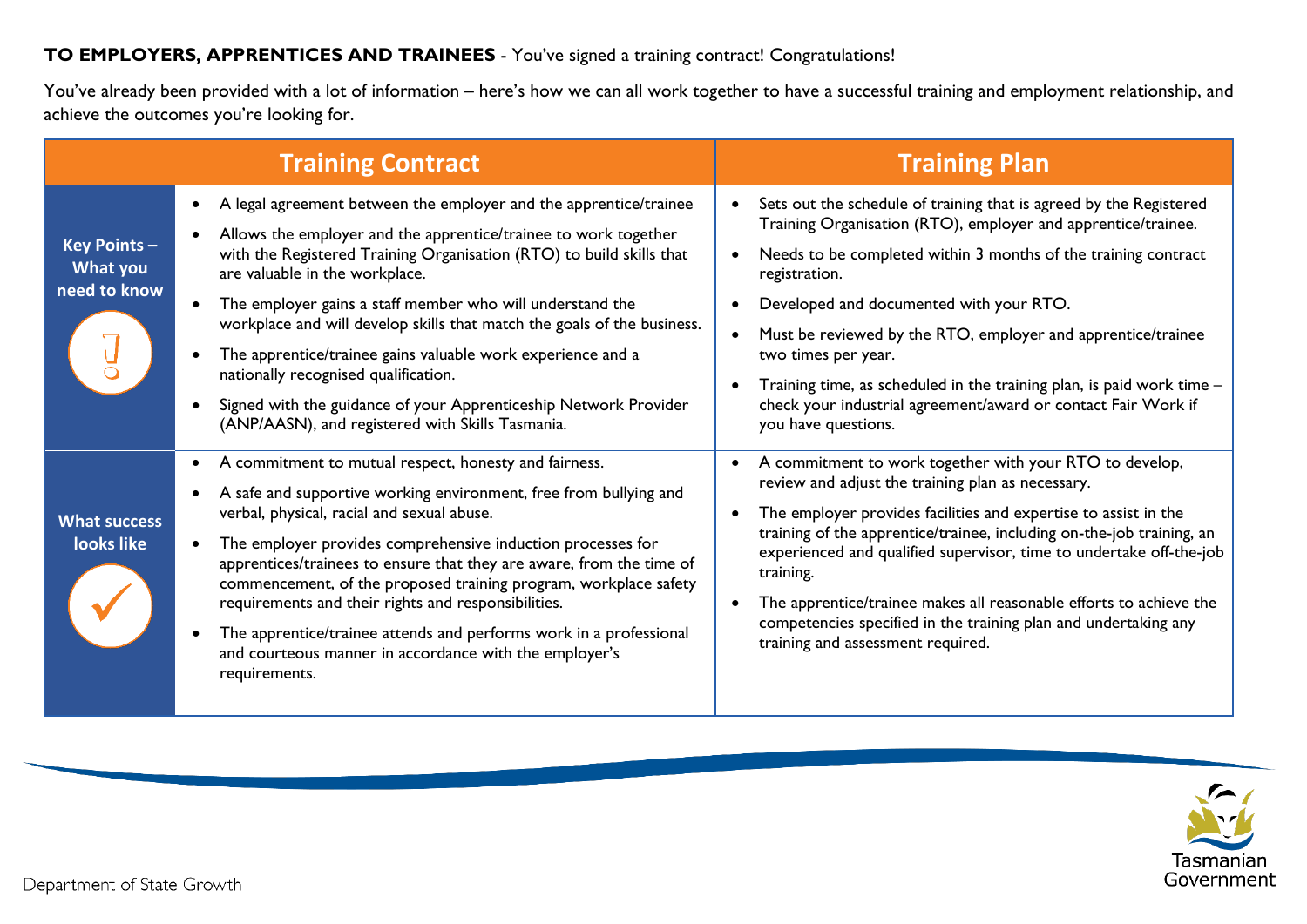**TO EMPLOYERS, APPRENTICES AND TRAINEES** - You've signed a training contract! Congratulations!

You've already been provided with a lot of information – here's how we can all work together to have a successful training and employment relationship, and achieve the outcomes you're looking for.

| | Training Contract | Training Plan |
|---|---|---|
| **Key Points – What you need to know** | • A legal agreement between the employer and the apprentice/trainee<br>• Allows the employer and the apprentice/trainee to work together with the Registered Training Organisation (RTO) to build skills that are valuable in the workplace.<br>• The employer gains a staff member who will understand the workplace and will develop skills that match the goals of the business.<br>• The apprentice/trainee gains valuable work experience and a nationally recognised qualification.<br>• Signed with the guidance of your Apprenticeship Network Provider (ANP/AASN), and registered with Skills Tasmania. | • Sets out the schedule of training that is agreed by the Registered Training Organisation (RTO), employer and apprentice/trainee.<br>• Needs to be completed within 3 months of the training contract registration.<br>• Developed and documented with your RTO.<br>• Must be reviewed by the RTO, employer and apprentice/trainee two times per year.<br>• Training time, as scheduled in the training plan, is paid work time – check your industrial agreement/award or contact Fair Work if you have questions. |
| **What success looks like** | • A commitment to mutual respect, honesty and fairness.<br>• A safe and supportive working environment, free from bullying and verbal, physical, racial and sexual abuse.<br>• The employer provides comprehensive induction processes for apprentices/trainees to ensure that they are aware, from the time of commencement, of the proposed training program, workplace safety requirements and their rights and responsibilities.<br>• The apprentice/trainee attends and performs work in a professional and courteous manner in accordance with the employer's requirements. | • A commitment to work together with your RTO to develop, review and adjust the training plan as necessary.<br>• The employer provides facilities and expertise to assist in the training of the apprentice/trainee, including on-the-job training, an experienced and qualified supervisor, time to undertake off-the-job training.<br>• The apprentice/trainee makes all reasonable efforts to achieve the competencies specified in the training plan and undertaking any training and assessment required. |

Department of State Growth

Tasmanian Government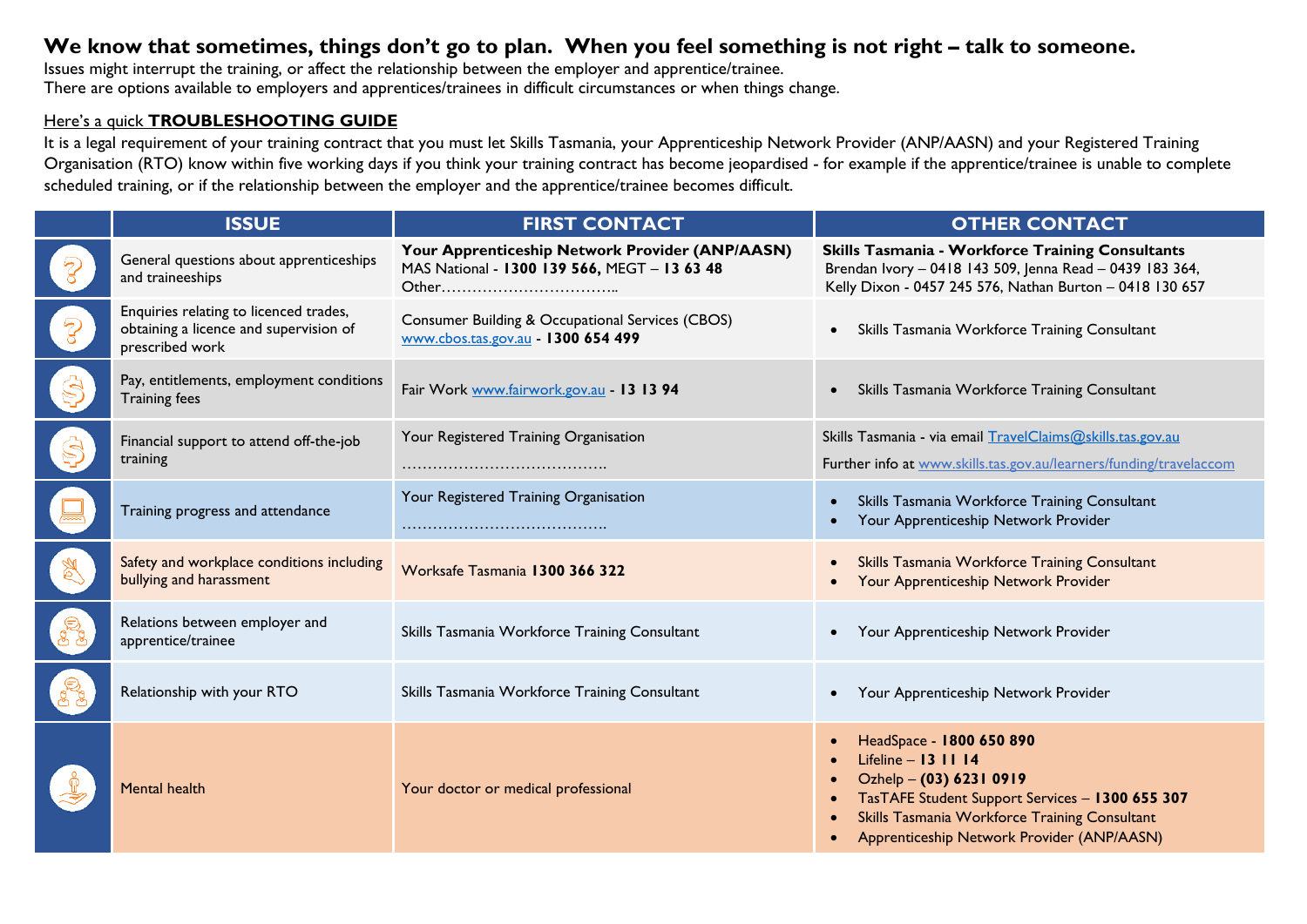# We know that sometimes, things don't go to plan. When you feel something is not right – talk to someone.

Issues might interrupt the training, or affect the relationship between the employer and apprentice/trainee.
There are options available to employers and apprentices/trainees in difficult circumstances or when things change.

## Here's a quick **TROUBLESHOOTING GUIDE**

It is a legal requirement of your training contract that you must let Skills Tasmania, your Apprenticeship Network Provider (ANP/AASN) and your Registered Training Organisation (RTO) know within five working days if you think your training contract has become jeopardised - for example if the apprentice/trainee is unable to complete scheduled training, or if the relationship between the employer and the apprentice/trainee becomes difficult.

| ISSUE | FIRST CONTACT | OTHER CONTACT |
|---|---|---|
| General questions about apprenticeships and traineeships | **Your Apprenticeship Network Provider (ANP/AASN)**<br>MAS National - **1300 139 566,** MEGT – **13 63 48**<br>Other…………………………….. | **Skills Tasmania - Workforce Training Consultants**<br>Brendan Ivory – 0418 143 509, Jenna Read – 0439 183 364, Kelly Dixon - 0457 245 576, Nathan Burton – 0418 130 657 |
| Enquiries relating to licenced trades, obtaining a licence and supervision of prescribed work | Consumer Building & Occupational Services (CBOS) www.cbos.tas.gov.au - **1300 654 499** | • Skills Tasmania Workforce Training Consultant |
| Pay, entitlements, employment conditions Training fees | Fair Work www.fairwork.gov.au - **13 13 94** | • Skills Tasmania Workforce Training Consultant |
| Financial support to attend off-the-job training | Your Registered Training Organisation<br>…………………………………. | Skills Tasmania - via email TravelClaims@skills.tas.gov.au<br>Further info at www.skills.tas.gov.au/learners/funding/travelaccom |
| Training progress and attendance | Your Registered Training Organisation<br>…………………………………. | • Skills Tasmania Workforce Training Consultant<br>• Your Apprenticeship Network Provider |
| Safety and workplace conditions including bullying and harassment | Worksafe Tasmania **1300 366 322** | • Skills Tasmania Workforce Training Consultant<br>• Your Apprenticeship Network Provider |
| Relations between employer and apprentice/trainee | Skills Tasmania Workforce Training Consultant | • Your Apprenticeship Network Provider |
| Relationship with your RTO | Skills Tasmania Workforce Training Consultant | • Your Apprenticeship Network Provider |
| Mental health | Your doctor or medical professional | • HeadSpace - **1800 650 890**<br>• Lifeline – **13 11 14**<br>• Ozhelp – **(03) 6231 0919**<br>• TasTAFE Student Support Services – **1300 655 307**<br>• Skills Tasmania Workforce Training Consultant<br>• Apprenticeship Network Provider (ANP/AASN) |